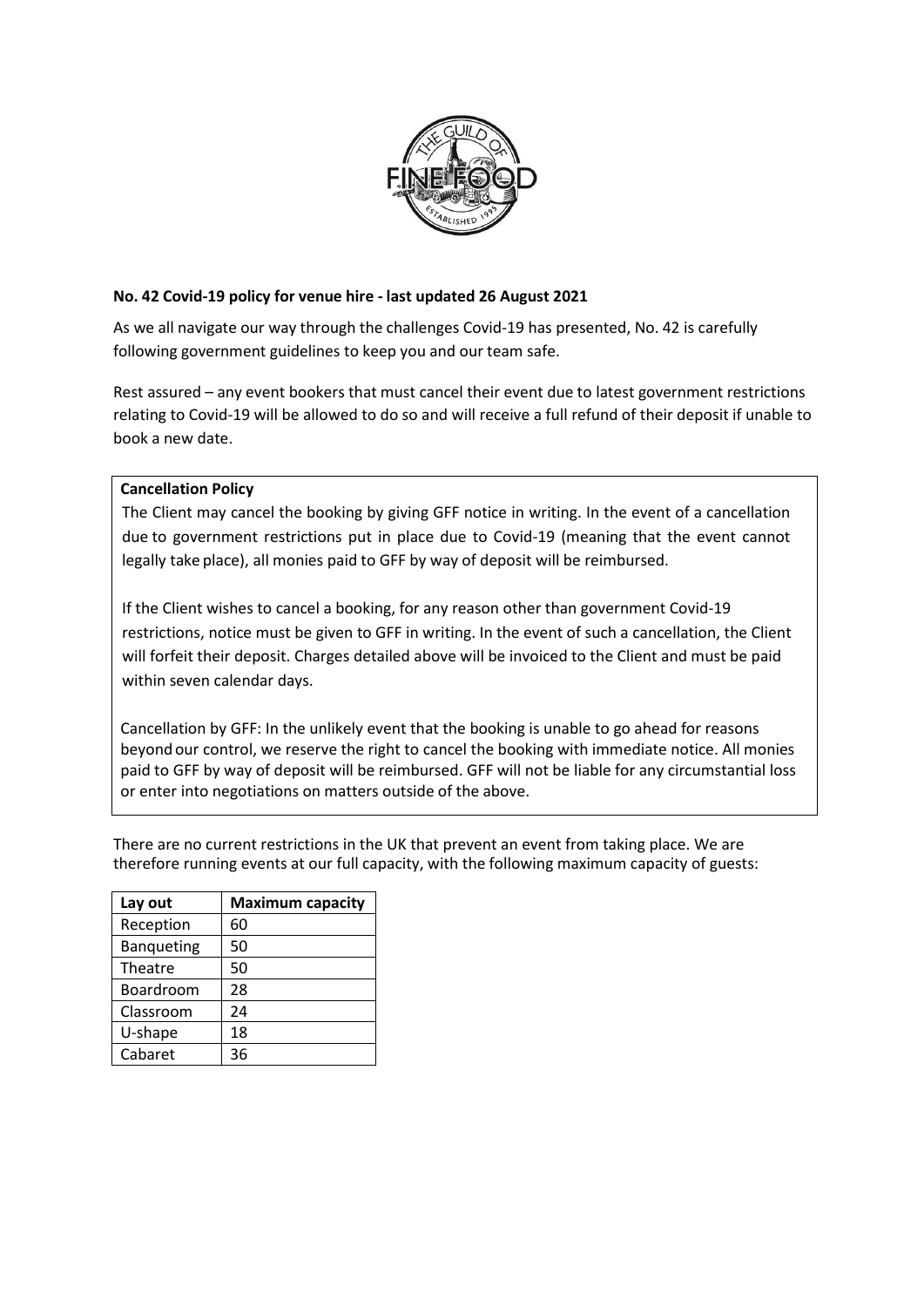**No. 42 Covid-19 policy for venue hire - last updated 26 August 2021**

As we all navigate our way through the challenges Covid-19 has presented, No. 42 is carefully following government guidelines to keep you and our team safe.

Rest assured – any event bookers that must cancel their event due to latest government restrictions relating to Covid-19 will be allowed to do so and will receive a full refund of their deposit if unable to book a new date.

**Cancellation Policy**

The Client may cancel the booking by giving GFF notice in writing. In the event of a cancellation due to government restrictions put in place due to Covid-19 (meaning that the event cannot legally take place), all monies paid to GFF by way of deposit will be reimbursed.

If the Client wishes to cancel a booking, for any reason other than government Covid-19 restrictions, notice must be given to GFF in writing. In the event of such a cancellation, the Client will forfeit their deposit. Charges detailed above will be invoiced to the Client and must be paid within seven calendar days.

Cancellation by GFF: In the unlikely event that the booking is unable to go ahead for reasons beyond our control, we reserve the right to cancel the booking with immediate notice. All monies paid to GFF by way of deposit will be reimbursed. GFF will not be liable for any circumstantial loss or enter into negotiations on matters outside of the above.

There are no current restrictions in the UK that prevent an event from taking place. We are therefore running events at our full capacity, with the following maximum capacity of guests:

| Lay out | Maximum capacity |
|---|---|
| Reception | 60 |
| Banqueting | 50 |
| Theatre | 50 |
| Boardroom | 28 |
| Classroom | 24 |
| U-shape | 18 |
| Cabaret | 36 |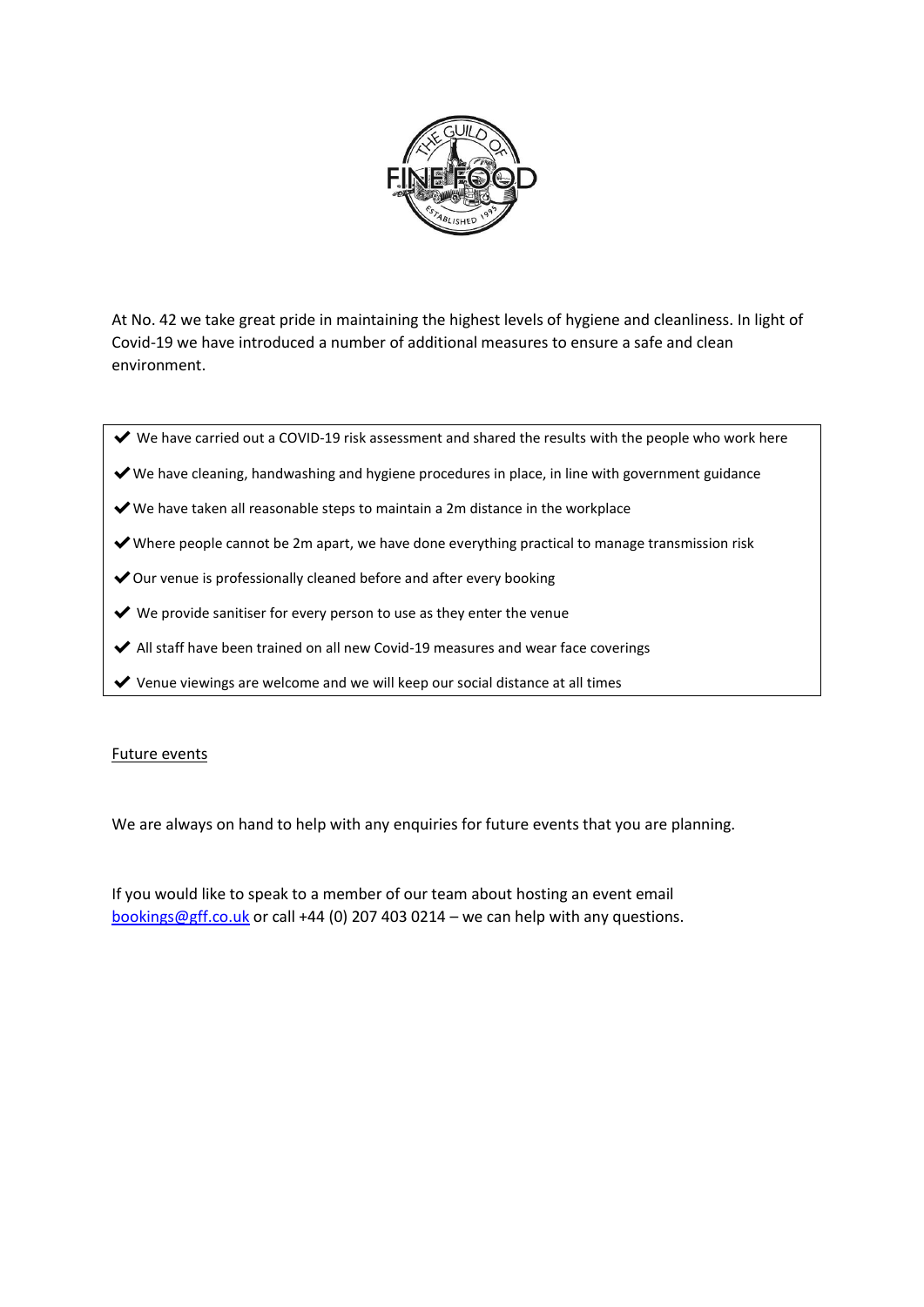At No. 42 we take great pride in maintaining the highest levels of hygiene and cleanliness. In light of Covid-19 we have introduced a number of additional measures to ensure a safe and clean environment.

- ✔ We have carried out a COVID-19 risk assessment and shared the results with the people who work here
- ✔ We have cleaning, handwashing and hygiene procedures in place, in line with government guidance
- ✔ We have taken all reasonable steps to maintain a 2m distance in the workplace
- ✔ Where people cannot be 2m apart, we have done everything practical to manage transmission risk
- ✔ Our venue is professionally cleaned before and after every booking
- ✔ We provide sanitiser for every person to use as they enter the venue
- ✔ All staff have been trained on all new Covid-19 measures and wear face coverings
- ✔ Venue viewings are welcome and we will keep our social distance at all times

Future events

We are always on hand to help with any enquiries for future events that you are planning.

If you would like to speak to a member of our team about hosting an event email bookings@gff.co.uk or call +44 (0) 207 403 0214 – we can help with any questions.